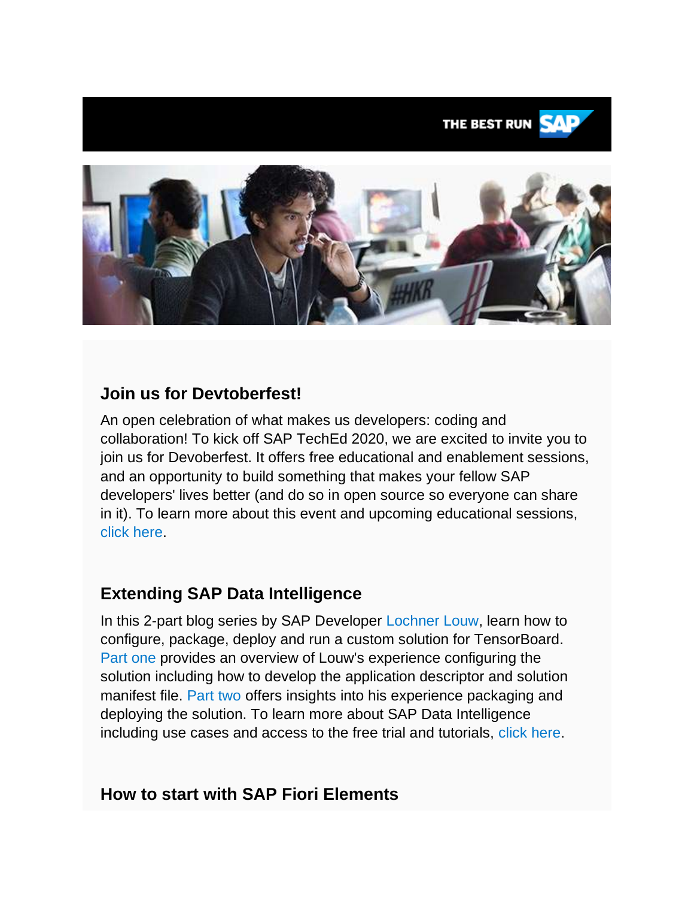THE BEST RUN SAP

## Join us for Devtoberfest!

An open celebration of what makes us developers: coding and collaboration! To kick off SAP TechEd 2020, we are excited to invite you to join us for Devoberfest. It offers free educational and enablement sessions, and an opportunity to build something that makes your fellow SAP developers' lives better (and do so in open source so everyone can share in it). To learn more about this event and upcoming educational sessions, click here.

## Extending SAP Data Intelligence

In this 2-part blog series by SAP Developer Lochner Louw, learn how to configure, package, deploy and run a custom solution for TensorBoard. Part one provides an overview of Louw's experience configuring the solution including how to develop the application descriptor and solution manifest file. Part two offers insights into his experience packaging and deploying the solution. To learn more about SAP Data Intelligence including use cases and access to the free trial and tutorials, click here.

## How to start with SAP Fiori Elements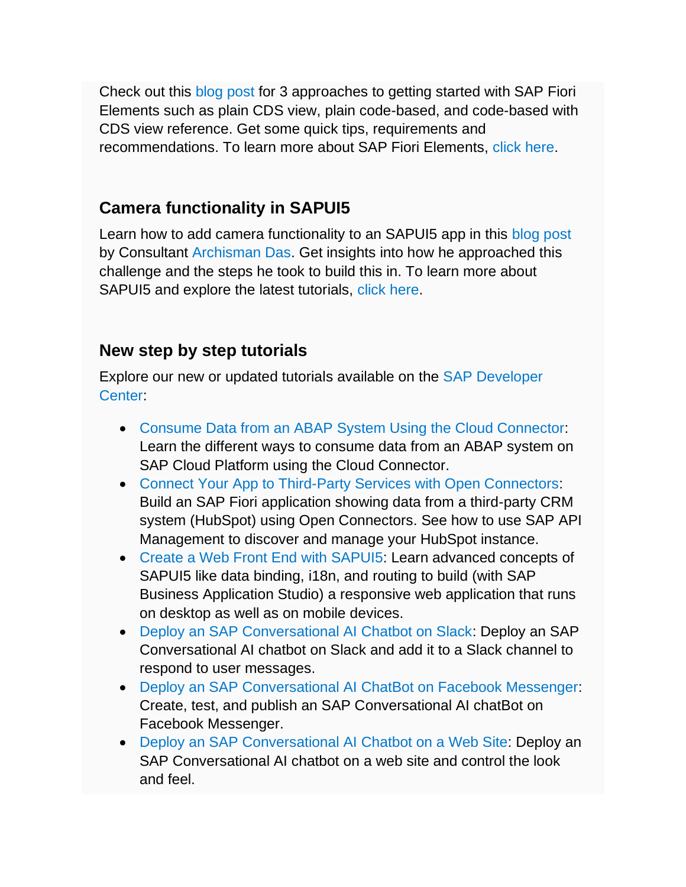Check out this blog post for 3 approaches to getting started with SAP Fiori Elements such as plain CDS view, plain code-based, and code-based with CDS view reference. Get some quick tips, requirements and recommendations. To learn more about SAP Fiori Elements, click here.

### Camera functionality in SAPUI5

Learn how to add camera functionality to an SAPUI5 app in this blog post by Consultant Archisman Das. Get insights into how he approached this challenge and the steps he took to build this in. To learn more about SAPUI5 and explore the latest tutorials, click here.

### New step by step tutorials

Explore our new or updated tutorials available on the SAP Developer Center:

- Consume Data from an ABAP System Using the Cloud Connector: Learn the different ways to consume data from an ABAP system on SAP Cloud Platform using the Cloud Connector.
- Connect Your App to Third-Party Services with Open Connectors: Build an SAP Fiori application showing data from a third-party CRM system (HubSpot) using Open Connectors. See how to use SAP API Management to discover and manage your HubSpot instance.
- Create a Web Front End with SAPUI5: Learn advanced concepts of SAPUI5 like data binding, i18n, and routing to build (with SAP Business Application Studio) a responsive web application that runs on desktop as well as on mobile devices.
- Deploy an SAP Conversational AI Chatbot on Slack: Deploy an SAP Conversational AI chatbot on Slack and add it to a Slack channel to respond to user messages.
- Deploy an SAP Conversational AI ChatBot on Facebook Messenger: Create, test, and publish an SAP Conversational AI chatBot on Facebook Messenger.
- Deploy an SAP Conversational AI Chatbot on a Web Site: Deploy an SAP Conversational AI chatbot on a web site and control the look and feel.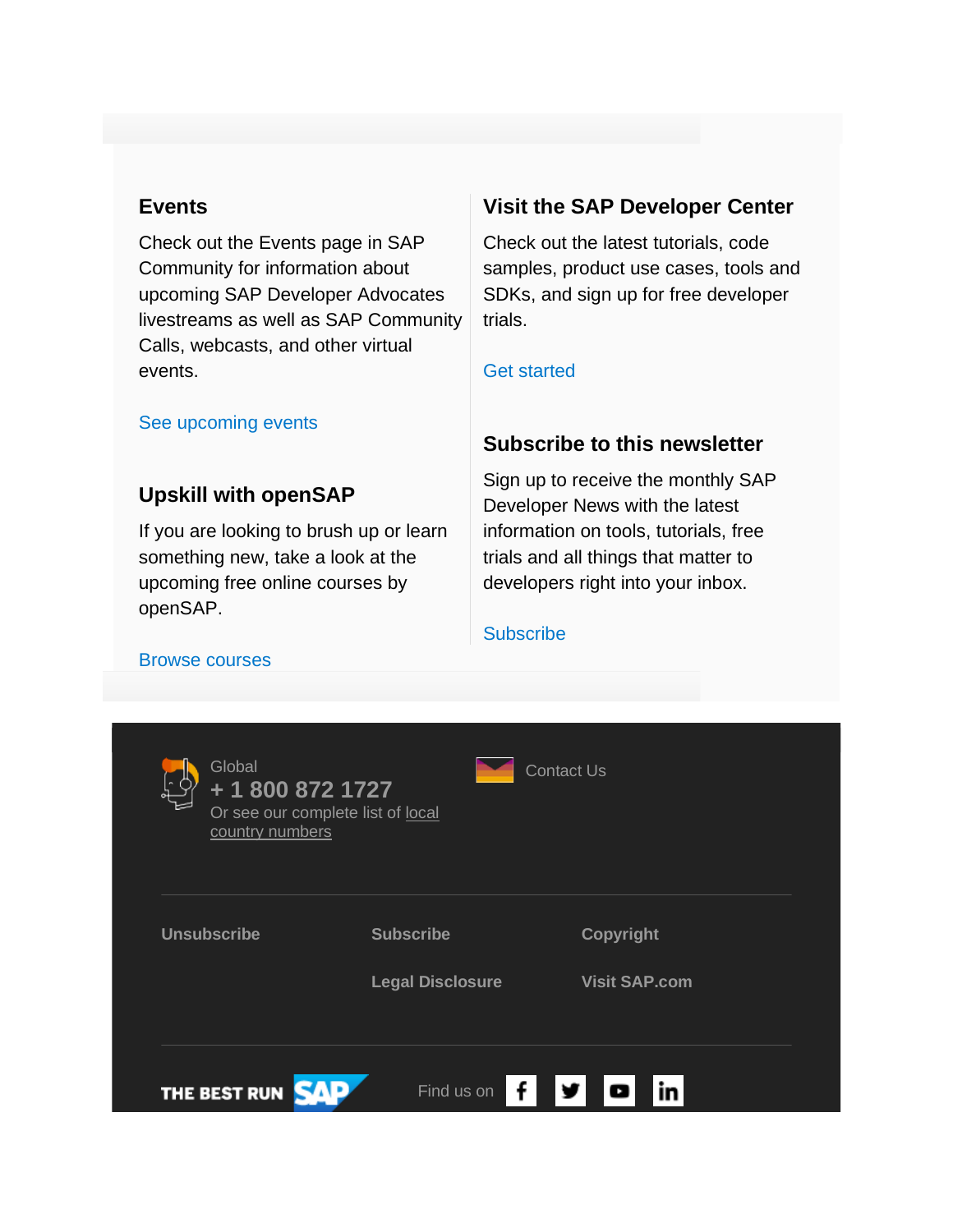## Events

Check out the Events page in SAP Community for information about upcoming SAP Developer Advocates livestreams as well as SAP Community Calls, webcasts, and other virtual events.

See upcoming events

## Upskill with openSAP

If you are looking to brush up or learn something new, take a look at the upcoming free online courses by openSAP.

Browse courses

## Visit the SAP Developer Center

Check out the latest tutorials, code samples, product use cases, tools and SDKs, and sign up for free developer trials.

Get started

## Subscribe to this newsletter

Sign up to receive the monthly SAP Developer News with the latest information on tools, tutorials, free trials and all things that matter to developers right into your inbox.

Subscribe

Global
**+ 1 800 872 1727**
Or see our complete list of local country numbers

Contact Us

**Unsubscribe** **Subscribe** **Copyright**

**Legal Disclosure** **Visit SAP.com**

THE BEST RUN SAP

Find us on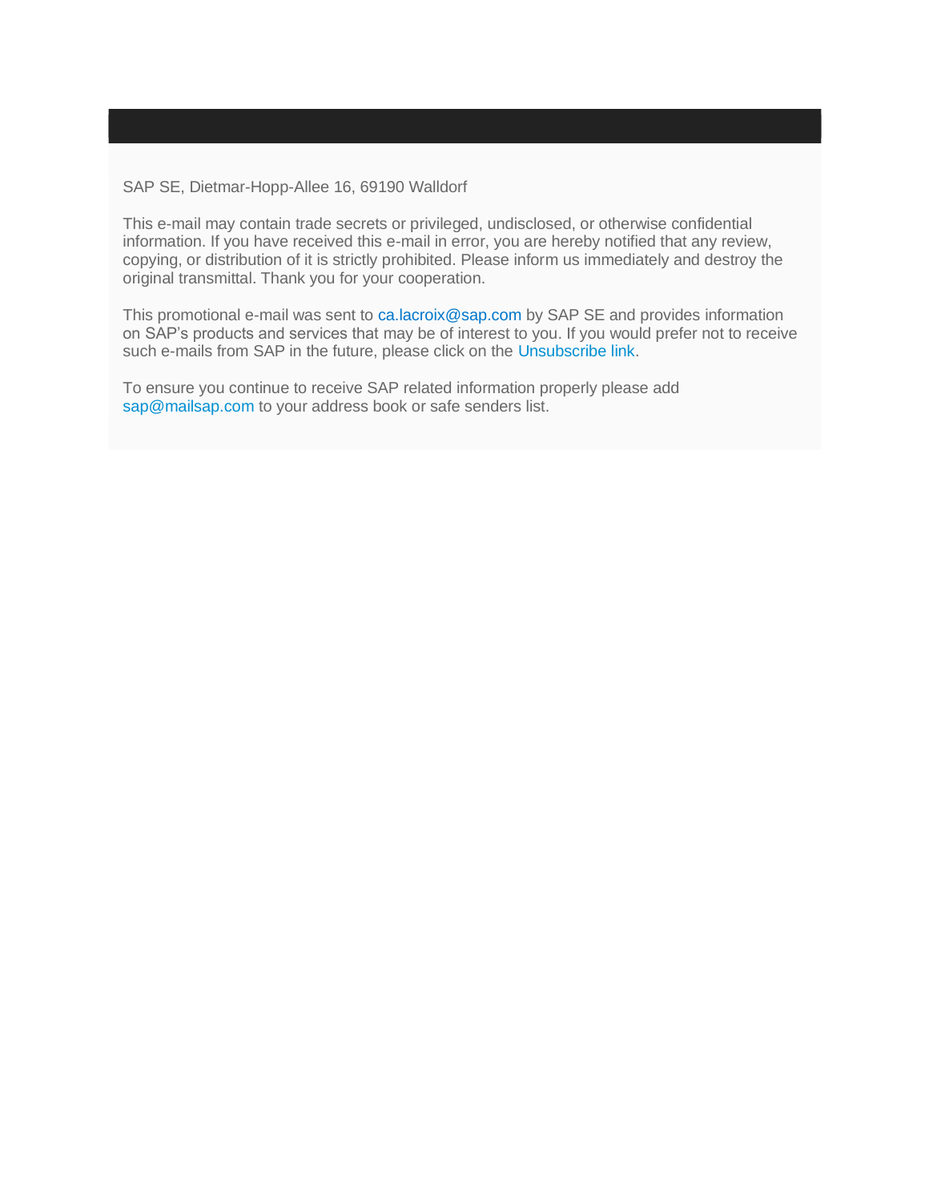SAP SE, Dietmar-Hopp-Allee 16, 69190 Walldorf

This e-mail may contain trade secrets or privileged, undisclosed, or otherwise confidential information. If you have received this e-mail in error, you are hereby notified that any review, copying, or distribution of it is strictly prohibited. Please inform us immediately and destroy the original transmittal. Thank you for your cooperation.

This promotional e-mail was sent to ca.lacroix@sap.com by SAP SE and provides information on SAP's products and services that may be of interest to you. If you would prefer not to receive such e-mails from SAP in the future, please click on the Unsubscribe link.

To ensure you continue to receive SAP related information properly please add sap@mailsap.com to your address book or safe senders list.